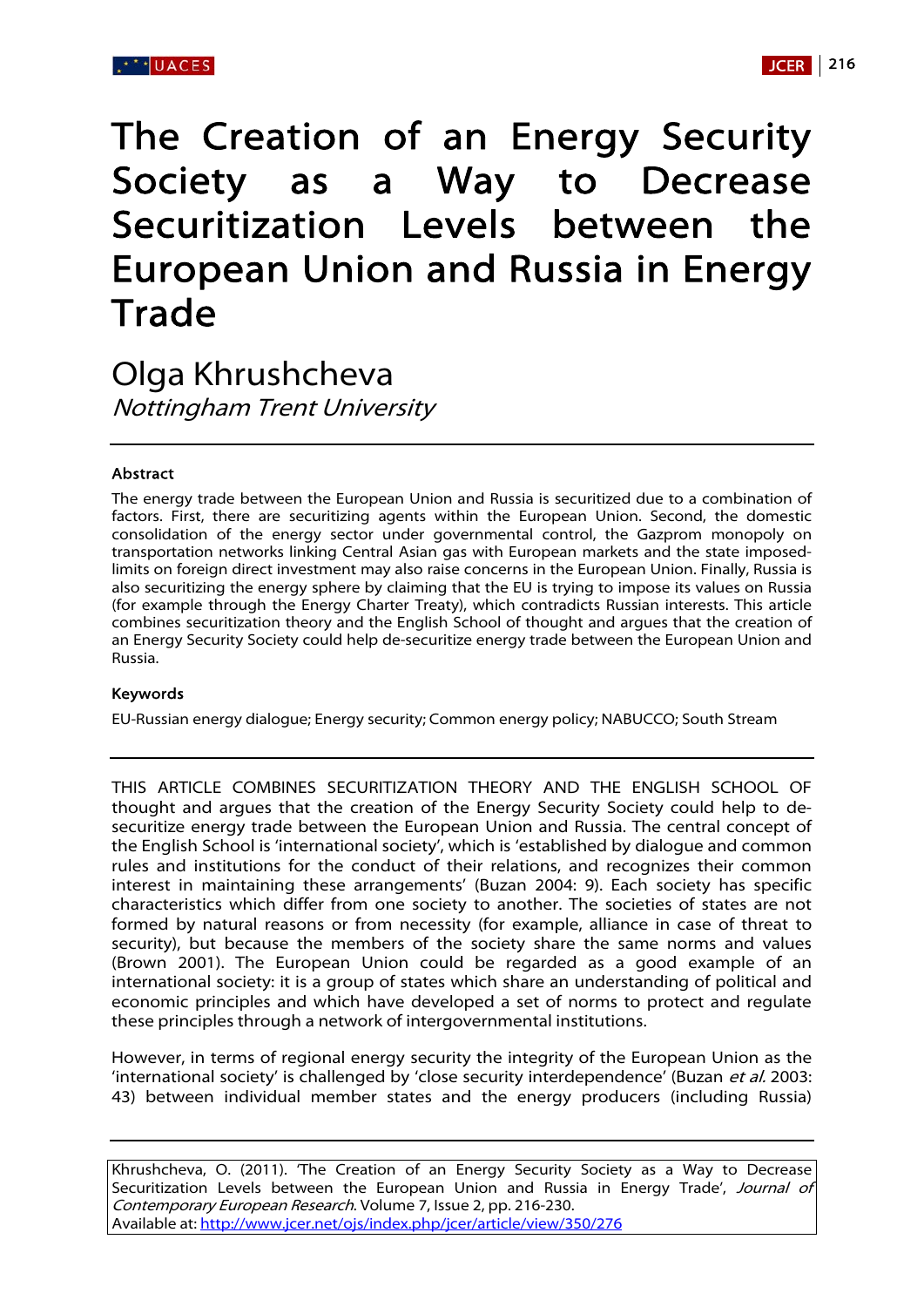# The Creation of an Energy Security Society as a Way to Decrease Securitization Levels between the European Union and Russia in Energy Trade

## Olga Khrushcheva

*Nottingham Trent University*

### Abstract

The energy trade between the European Union and Russia is securitized due to a combination of factors. First, there are securitizing agents within the European Union. Second, the domestic consolidation of the energy sector under governmental control, the Gazprom monopoly on transportation networks linking Central Asian gas with European markets and the state imposed-limits on foreign direct investment may also raise concerns in the European Union. Finally, Russia is also securitizing the energy sphere by claiming that the EU is trying to impose its values on Russia (for example through the Energy Charter Treaty), which contradicts Russian interests. This article combines securitization theory and the English School of thought and argues that the creation of an Energy Security Society could help de-securitize energy trade between the European Union and Russia.

### Keywords

EU-Russian energy dialogue; Energy security; Common energy policy; NABUCCO; South Stream

THIS ARTICLE COMBINES SECURITIZATION THEORY AND THE ENGLISH SCHOOL OF thought and argues that the creation of the Energy Security Society could help to de-securitize energy trade between the European Union and Russia. The central concept of the English School is 'international society', which is 'established by dialogue and common rules and institutions for the conduct of their relations, and recognizes their common interest in maintaining these arrangements' (Buzan 2004: 9). Each society has specific characteristics which differ from one society to another. The societies of states are not formed by natural reasons or from necessity (for example, alliance in case of threat to security), but because the members of the society share the same norms and values (Brown 2001). The European Union could be regarded as a good example of an international society: it is a group of states which share an understanding of political and economic principles and which have developed a set of norms to protect and regulate these principles through a network of intergovernmental institutions.

However, in terms of regional energy security the integrity of the European Union as the 'international society' is challenged by 'close security interdependence' (Buzan *et al.* 2003: 43) between individual member states and the energy producers (including Russia)

Khrushcheva, O. (2011). 'The Creation of an Energy Security Society as a Way to Decrease Securitization Levels between the European Union and Russia in Energy Trade', *Journal of Contemporary European Research*. Volume 7, Issue 2, pp. 216-230.
Available at: http://www.jcer.net/ojs/index.php/jcer/article/view/350/276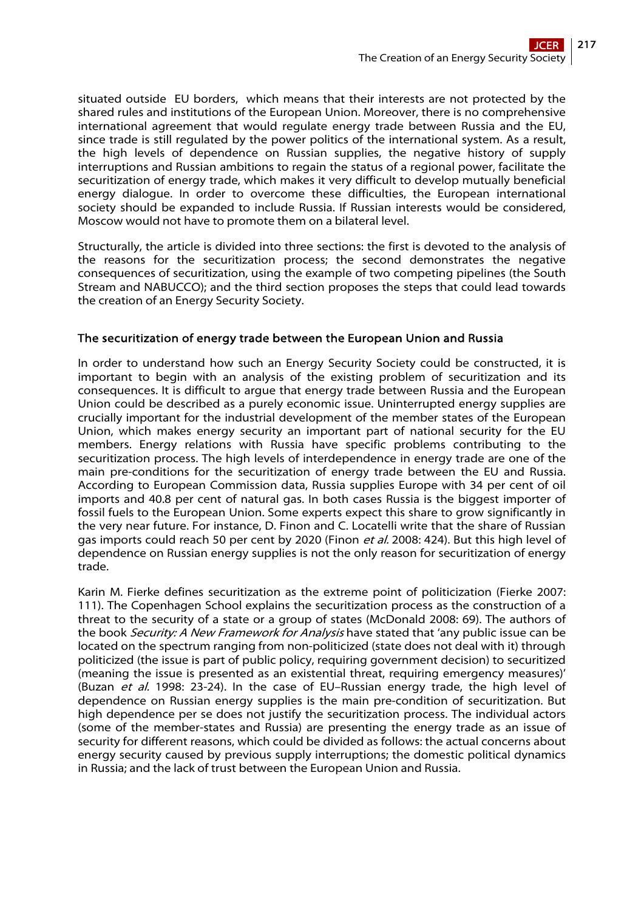situated outside EU borders, which means that their interests are not protected by the shared rules and institutions of the European Union. Moreover, there is no comprehensive international agreement that would regulate energy trade between Russia and the EU, since trade is still regulated by the power politics of the international system. As a result, the high levels of dependence on Russian supplies, the negative history of supply interruptions and Russian ambitions to regain the status of a regional power, facilitate the securitization of energy trade, which makes it very difficult to develop mutually beneficial energy dialogue. In order to overcome these difficulties, the European international society should be expanded to include Russia. If Russian interests would be considered, Moscow would not have to promote them on a bilateral level.

Structurally, the article is divided into three sections: the first is devoted to the analysis of the reasons for the securitization process; the second demonstrates the negative consequences of securitization, using the example of two competing pipelines (the South Stream and NABUCCO); and the third section proposes the steps that could lead towards the creation of an Energy Security Society.

## The securitization of energy trade between the European Union and Russia

In order to understand how such an Energy Security Society could be constructed, it is important to begin with an analysis of the existing problem of securitization and its consequences. It is difficult to argue that energy trade between Russia and the European Union could be described as a purely economic issue. Uninterrupted energy supplies are crucially important for the industrial development of the member states of the European Union, which makes energy security an important part of national security for the EU members. Energy relations with Russia have specific problems contributing to the securitization process. The high levels of interdependence in energy trade are one of the main pre-conditions for the securitization of energy trade between the EU and Russia. According to European Commission data, Russia supplies Europe with 34 per cent of oil imports and 40.8 per cent of natural gas. In both cases Russia is the biggest importer of fossil fuels to the European Union. Some experts expect this share to grow significantly in the very near future. For instance, D. Finon and C. Locatelli write that the share of Russian gas imports could reach 50 per cent by 2020 (Finon *et al.* 2008: 424). But this high level of dependence on Russian energy supplies is not the only reason for securitization of energy trade.

Karin M. Fierke defines securitization as the extreme point of politicization (Fierke 2007: 111). The Copenhagen School explains the securitization process as the construction of a threat to the security of a state or a group of states (McDonald 2008: 69). The authors of the book *Security: A New Framework for Analysis* have stated that 'any public issue can be located on the spectrum ranging from non-politicized (state does not deal with it) through politicized (the issue is part of public policy, requiring government decision) to securitized (meaning the issue is presented as an existential threat, requiring emergency measures)' (Buzan *et al.* 1998: 23-24). In the case of EU–Russian energy trade, the high level of dependence on Russian energy supplies is the main pre-condition of securitization. But high dependence per se does not justify the securitization process. The individual actors (some of the member-states and Russia) are presenting the energy trade as an issue of security for different reasons, which could be divided as follows: the actual concerns about energy security caused by previous supply interruptions; the domestic political dynamics in Russia; and the lack of trust between the European Union and Russia.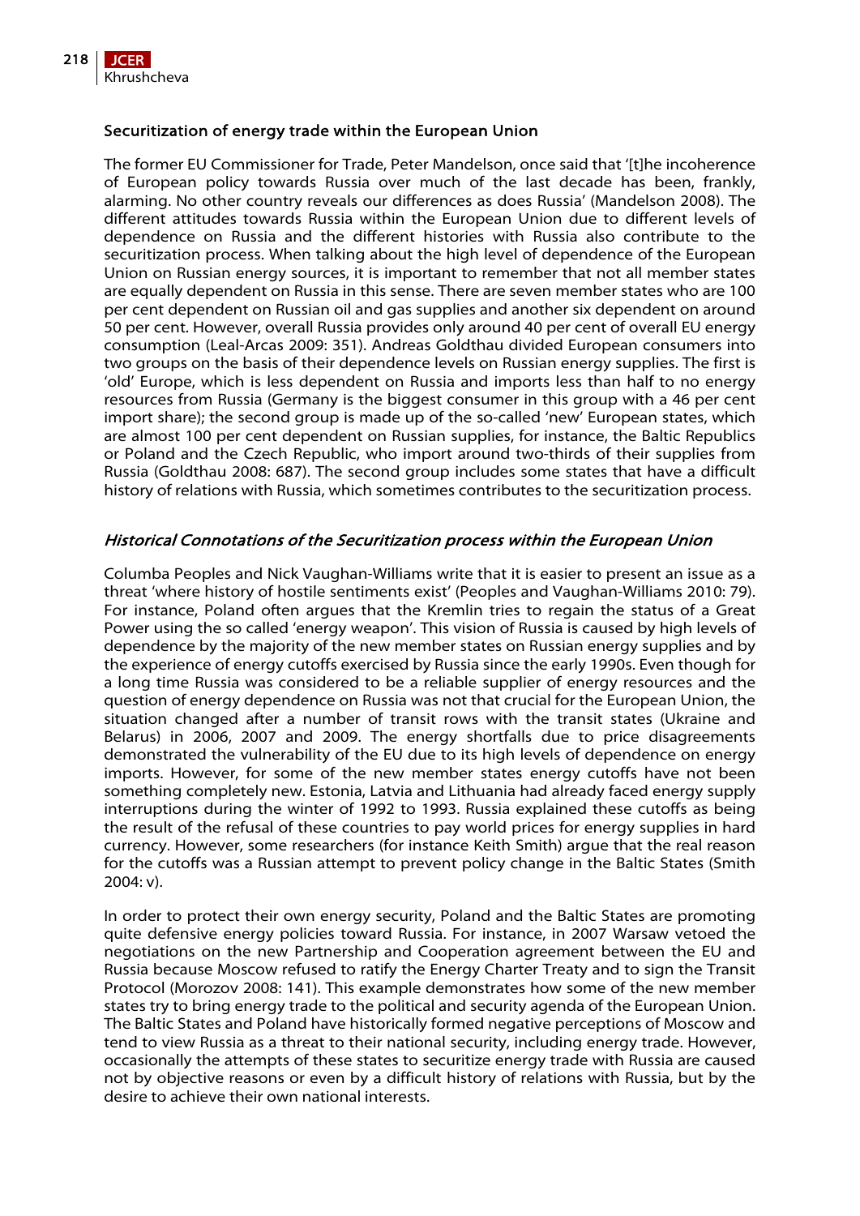## Securitization of energy trade within the European Union

The former EU Commissioner for Trade, Peter Mandelson, once said that '[t]he incoherence of European policy towards Russia over much of the last decade has been, frankly, alarming. No other country reveals our differences as does Russia' (Mandelson 2008). The different attitudes towards Russia within the European Union due to different levels of dependence on Russia and the different histories with Russia also contribute to the securitization process. When talking about the high level of dependence of the European Union on Russian energy sources, it is important to remember that not all member states are equally dependent on Russia in this sense. There are seven member states who are 100 per cent dependent on Russian oil and gas supplies and another six dependent on around 50 per cent. However, overall Russia provides only around 40 per cent of overall EU energy consumption (Leal-Arcas 2009: 351). Andreas Goldthau divided European consumers into two groups on the basis of their dependence levels on Russian energy supplies. The first is 'old' Europe, which is less dependent on Russia and imports less than half to no energy resources from Russia (Germany is the biggest consumer in this group with a 46 per cent import share); the second group is made up of the so-called 'new' European states, which are almost 100 per cent dependent on Russian supplies, for instance, the Baltic Republics or Poland and the Czech Republic, who import around two-thirds of their supplies from Russia (Goldthau 2008: 687). The second group includes some states that have a difficult history of relations with Russia, which sometimes contributes to the securitization process.

### *Historical Connotations of the Securitization process within the European Union*

Columba Peoples and Nick Vaughan-Williams write that it is easier to present an issue as a threat 'where history of hostile sentiments exist' (Peoples and Vaughan-Williams 2010: 79). For instance, Poland often argues that the Kremlin tries to regain the status of a Great Power using the so called 'energy weapon'. This vision of Russia is caused by high levels of dependence by the majority of the new member states on Russian energy supplies and by the experience of energy cutoffs exercised by Russia since the early 1990s. Even though for a long time Russia was considered to be a reliable supplier of energy resources and the question of energy dependence on Russia was not that crucial for the European Union, the situation changed after a number of transit rows with the transit states (Ukraine and Belarus) in 2006, 2007 and 2009. The energy shortfalls due to price disagreements demonstrated the vulnerability of the EU due to its high levels of dependence on energy imports. However, for some of the new member states energy cutoffs have not been something completely new. Estonia, Latvia and Lithuania had already faced energy supply interruptions during the winter of 1992 to 1993. Russia explained these cutoffs as being the result of the refusal of these countries to pay world prices for energy supplies in hard currency. However, some researchers (for instance Keith Smith) argue that the real reason for the cutoffs was a Russian attempt to prevent policy change in the Baltic States (Smith 2004: v).

In order to protect their own energy security, Poland and the Baltic States are promoting quite defensive energy policies toward Russia. For instance, in 2007 Warsaw vetoed the negotiations on the new Partnership and Cooperation agreement between the EU and Russia because Moscow refused to ratify the Energy Charter Treaty and to sign the Transit Protocol (Morozov 2008: 141). This example demonstrates how some of the new member states try to bring energy trade to the political and security agenda of the European Union. The Baltic States and Poland have historically formed negative perceptions of Moscow and tend to view Russia as a threat to their national security, including energy trade. However, occasionally the attempts of these states to securitize energy trade with Russia are caused not by objective reasons or even by a difficult history of relations with Russia, but by the desire to achieve their own national interests.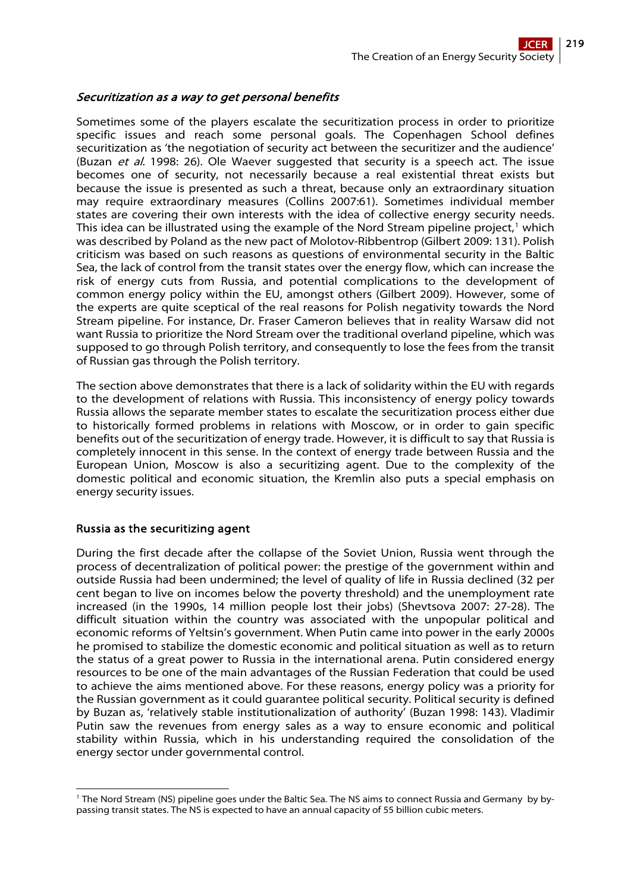### *Securitization as a way to get personal benefits*

Sometimes some of the players escalate the securitization process in order to prioritize specific issues and reach some personal goals. The Copenhagen School defines securitization as 'the negotiation of security act between the securitizer and the audience' (Buzan *et al.* 1998: 26). Ole Waever suggested that security is a speech act. The issue becomes one of security, not necessarily because a real existential threat exists but because the issue is presented as such a threat, because only an extraordinary situation may require extraordinary measures (Collins 2007:61). Sometimes individual member states are covering their own interests with the idea of collective energy security needs. This idea can be illustrated using the example of the Nord Stream pipeline project,[1] which was described by Poland as the new pact of Molotov-Ribbentrop (Gilbert 2009: 131). Polish criticism was based on such reasons as questions of environmental security in the Baltic Sea, the lack of control from the transit states over the energy flow, which can increase the risk of energy cuts from Russia, and potential complications to the development of common energy policy within the EU, amongst others (Gilbert 2009). However, some of the experts are quite sceptical of the real reasons for Polish negativity towards the Nord Stream pipeline. For instance, Dr. Fraser Cameron believes that in reality Warsaw did not want Russia to prioritize the Nord Stream over the traditional overland pipeline, which was supposed to go through Polish territory, and consequently to lose the fees from the transit of Russian gas through the Polish territory.

The section above demonstrates that there is a lack of solidarity within the EU with regards to the development of relations with Russia. This inconsistency of energy policy towards Russia allows the separate member states to escalate the securitization process either due to historically formed problems in relations with Moscow, or in order to gain specific benefits out of the securitization of energy trade. However, it is difficult to say that Russia is completely innocent in this sense. In the context of energy trade between Russia and the European Union, Moscow is also a securitizing agent. Due to the complexity of the domestic political and economic situation, the Kremlin also puts a special emphasis on energy security issues.

### Russia as the securitizing agent

During the first decade after the collapse of the Soviet Union, Russia went through the process of decentralization of political power: the prestige of the government within and outside Russia had been undermined; the level of quality of life in Russia declined (32 per cent began to live on incomes below the poverty threshold) and the unemployment rate increased (in the 1990s, 14 million people lost their jobs) (Shevtsova 2007: 27-28). The difficult situation within the country was associated with the unpopular political and economic reforms of Yeltsin's government. When Putin came into power in the early 2000s he promised to stabilize the domestic economic and political situation as well as to return the status of a great power to Russia in the international arena. Putin considered energy resources to be one of the main advantages of the Russian Federation that could be used to achieve the aims mentioned above. For these reasons, energy policy was a priority for the Russian government as it could guarantee political security. Political security is defined by Buzan as, 'relatively stable institutionalization of authority' (Buzan 1998: 143). Vladimir Putin saw the revenues from energy sales as a way to ensure economic and political stability within Russia, which in his understanding required the consolidation of the energy sector under governmental control.

---

[1] The Nord Stream (NS) pipeline goes under the Baltic Sea. The NS aims to connect Russia and Germany by by-passing transit states. The NS is expected to have an annual capacity of 55 billion cubic meters.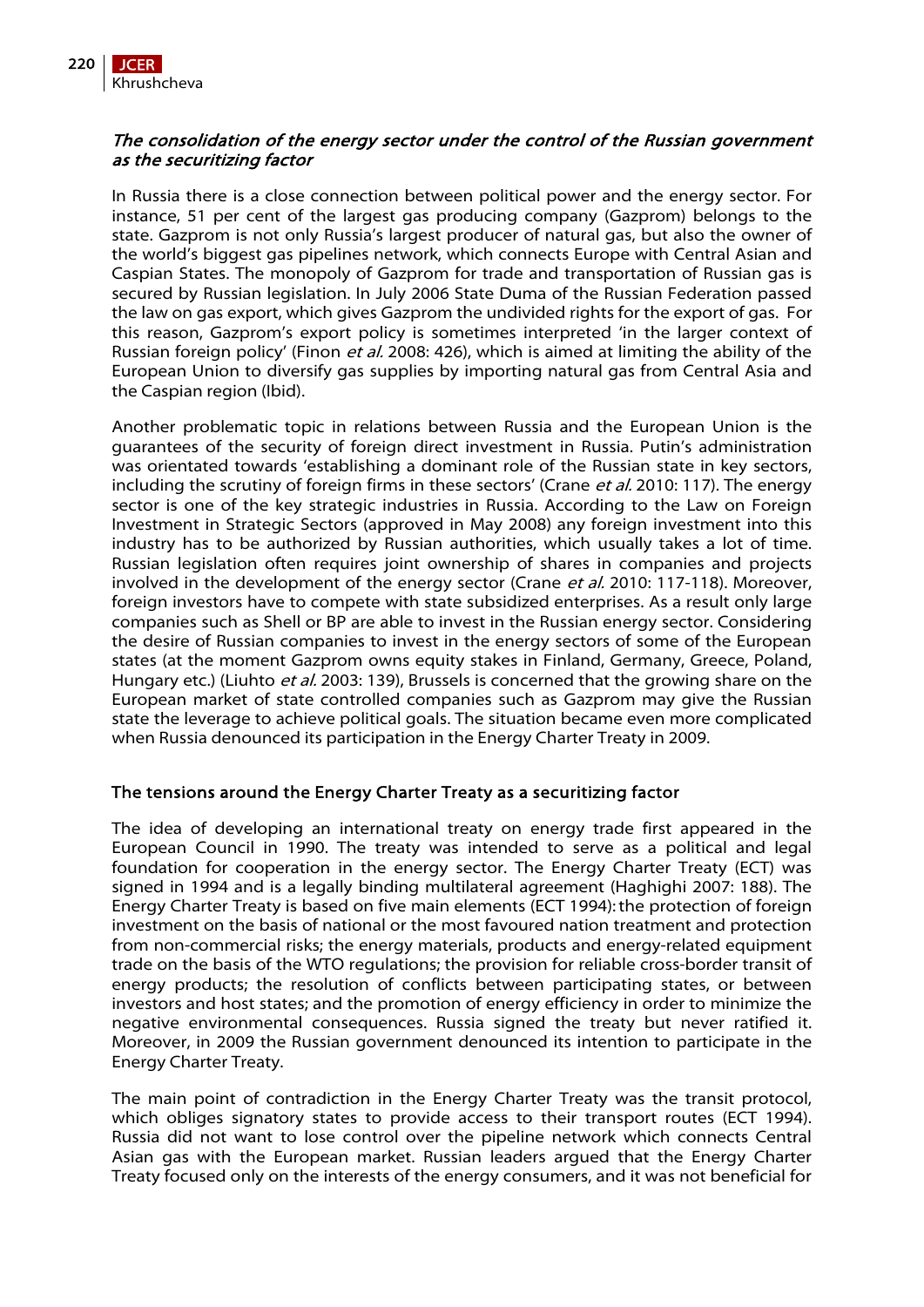### *The consolidation of the energy sector under the control of the Russian government as the securitizing factor*

In Russia there is a close connection between political power and the energy sector. For instance, 51 per cent of the largest gas producing company (Gazprom) belongs to the state. Gazprom is not only Russia's largest producer of natural gas, but also the owner of the world's biggest gas pipelines network, which connects Europe with Central Asian and Caspian States. The monopoly of Gazprom for trade and transportation of Russian gas is secured by Russian legislation. In July 2006 State Duma of the Russian Federation passed the law on gas export, which gives Gazprom the undivided rights for the export of gas. For this reason, Gazprom's export policy is sometimes interpreted 'in the larger context of Russian foreign policy' (Finon *et al.* 2008: 426), which is aimed at limiting the ability of the European Union to diversify gas supplies by importing natural gas from Central Asia and the Caspian region (Ibid).

Another problematic topic in relations between Russia and the European Union is the guarantees of the security of foreign direct investment in Russia. Putin's administration was orientated towards 'establishing a dominant role of the Russian state in key sectors, including the scrutiny of foreign firms in these sectors' (Crane *et al.* 2010: 117). The energy sector is one of the key strategic industries in Russia. According to the Law on Foreign Investment in Strategic Sectors (approved in May 2008) any foreign investment into this industry has to be authorized by Russian authorities, which usually takes a lot of time. Russian legislation often requires joint ownership of shares in companies and projects involved in the development of the energy sector (Crane *et al.* 2010: 117-118). Moreover, foreign investors have to compete with state subsidized enterprises. As a result only large companies such as Shell or BP are able to invest in the Russian energy sector. Considering the desire of Russian companies to invest in the energy sectors of some of the European states (at the moment Gazprom owns equity stakes in Finland, Germany, Greece, Poland, Hungary etc.) (Liuhto *et al.* 2003: 139), Brussels is concerned that the growing share on the European market of state controlled companies such as Gazprom may give the Russian state the leverage to achieve political goals. The situation became even more complicated when Russia denounced its participation in the Energy Charter Treaty in 2009.

### The tensions around the Energy Charter Treaty as a securitizing factor

The idea of developing an international treaty on energy trade first appeared in the European Council in 1990. The treaty was intended to serve as a political and legal foundation for cooperation in the energy sector. The Energy Charter Treaty (ECT) was signed in 1994 and is a legally binding multilateral agreement (Haghighi 2007: 188). The Energy Charter Treaty is based on five main elements (ECT 1994): the protection of foreign investment on the basis of national or the most favoured nation treatment and protection from non-commercial risks; the energy materials, products and energy-related equipment trade on the basis of the WTO regulations; the provision for reliable cross-border transit of energy products; the resolution of conflicts between participating states, or between investors and host states; and the promotion of energy efficiency in order to minimize the negative environmental consequences. Russia signed the treaty but never ratified it. Moreover, in 2009 the Russian government denounced its intention to participate in the Energy Charter Treaty.

The main point of contradiction in the Energy Charter Treaty was the transit protocol, which obliges signatory states to provide access to their transport routes (ECT 1994). Russia did not want to lose control over the pipeline network which connects Central Asian gas with the European market. Russian leaders argued that the Energy Charter Treaty focused only on the interests of the energy consumers, and it was not beneficial for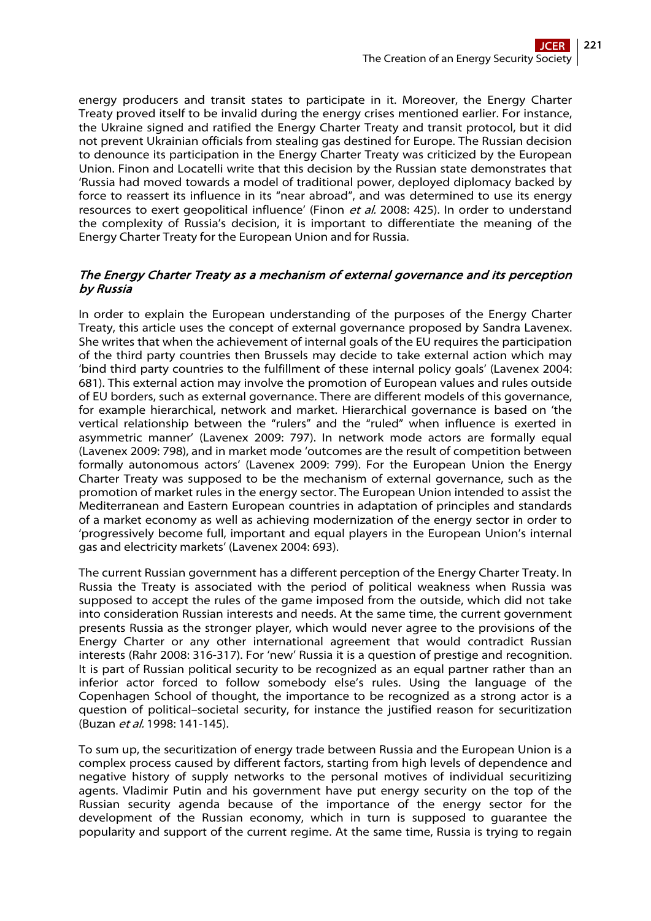energy producers and transit states to participate in it. Moreover, the Energy Charter Treaty proved itself to be invalid during the energy crises mentioned earlier. For instance, the Ukraine signed and ratified the Energy Charter Treaty and transit protocol, but it did not prevent Ukrainian officials from stealing gas destined for Europe. The Russian decision to denounce its participation in the Energy Charter Treaty was criticized by the European Union. Finon and Locatelli write that this decision by the Russian state demonstrates that 'Russia had moved towards a model of traditional power, deployed diplomacy backed by force to reassert its influence in its "near abroad", and was determined to use its energy resources to exert geopolitical influence' (Finon *et al.* 2008: 425). In order to understand the complexity of Russia's decision, it is important to differentiate the meaning of the Energy Charter Treaty for the European Union and for Russia.

### *The Energy Charter Treaty as a mechanism of external governance and its perception by Russia*

In order to explain the European understanding of the purposes of the Energy Charter Treaty, this article uses the concept of external governance proposed by Sandra Lavenex. She writes that when the achievement of internal goals of the EU requires the participation of the third party countries then Brussels may decide to take external action which may 'bind third party countries to the fulfillment of these internal policy goals' (Lavenex 2004: 681). This external action may involve the promotion of European values and rules outside of EU borders, such as external governance. There are different models of this governance, for example hierarchical, network and market. Hierarchical governance is based on 'the vertical relationship between the "rulers" and the "ruled" when influence is exerted in asymmetric manner' (Lavenex 2009: 797). In network mode actors are formally equal (Lavenex 2009: 798), and in market mode 'outcomes are the result of competition between formally autonomous actors' (Lavenex 2009: 799). For the European Union the Energy Charter Treaty was supposed to be the mechanism of external governance, such as the promotion of market rules in the energy sector. The European Union intended to assist the Mediterranean and Eastern European countries in adaptation of principles and standards of a market economy as well as achieving modernization of the energy sector in order to 'progressively become full, important and equal players in the European Union's internal gas and electricity markets' (Lavenex 2004: 693).

The current Russian government has a different perception of the Energy Charter Treaty. In Russia the Treaty is associated with the period of political weakness when Russia was supposed to accept the rules of the game imposed from the outside, which did not take into consideration Russian interests and needs. At the same time, the current government presents Russia as the stronger player, which would never agree to the provisions of the Energy Charter or any other international agreement that would contradict Russian interests (Rahr 2008: 316-317). For 'new' Russia it is a question of prestige and recognition. It is part of Russian political security to be recognized as an equal partner rather than an inferior actor forced to follow somebody else's rules. Using the language of the Copenhagen School of thought, the importance to be recognized as a strong actor is a question of political–societal security, for instance the justified reason for securitization (Buzan *et al.* 1998: 141-145).

To sum up, the securitization of energy trade between Russia and the European Union is a complex process caused by different factors, starting from high levels of dependence and negative history of supply networks to the personal motives of individual securitizing agents. Vladimir Putin and his government have put energy security on the top of the Russian security agenda because of the importance of the energy sector for the development of the Russian economy, which in turn is supposed to guarantee the popularity and support of the current regime. At the same time, Russia is trying to regain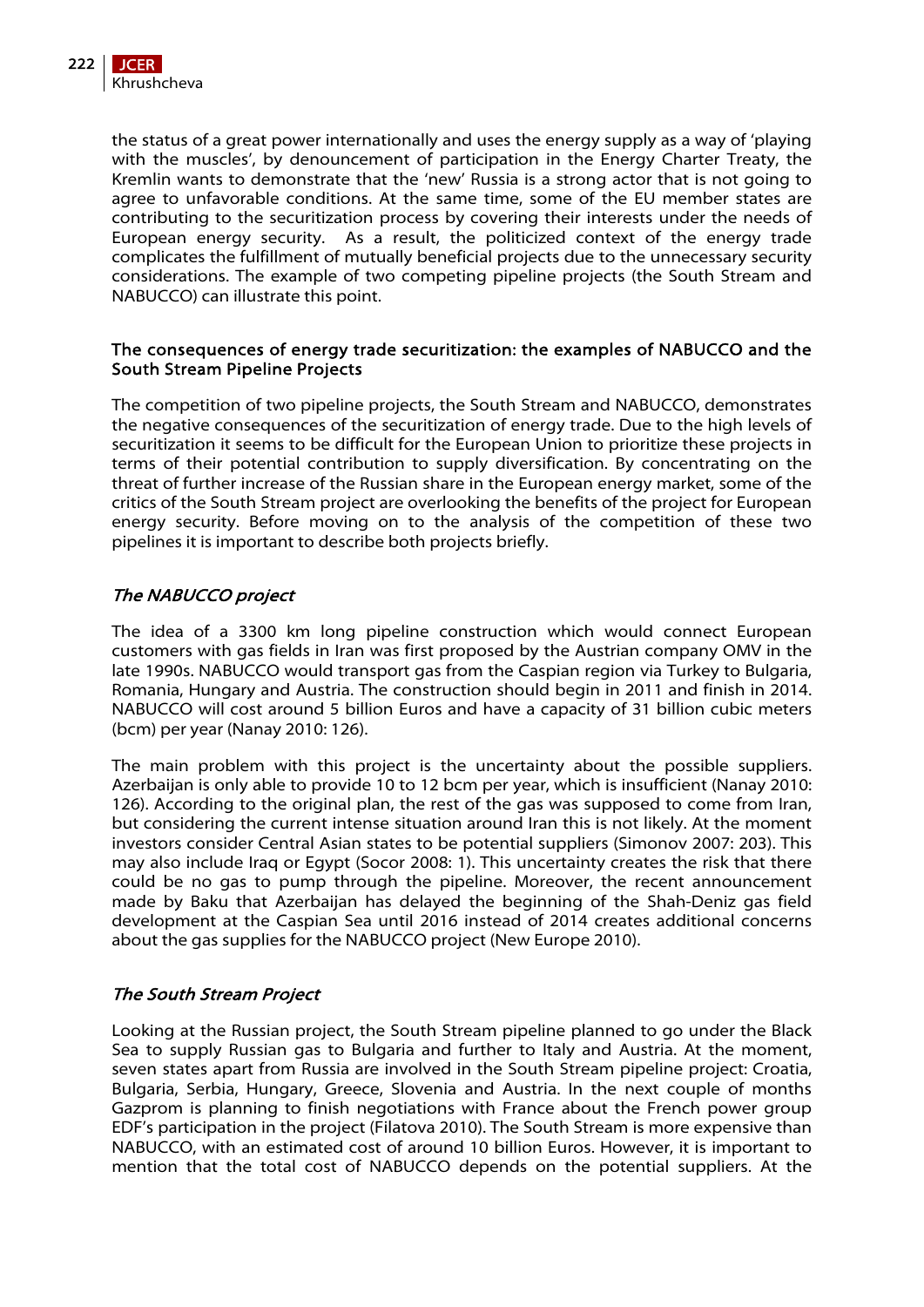the status of a great power internationally and uses the energy supply as a way of 'playing with the muscles', by denouncement of participation in the Energy Charter Treaty, the Kremlin wants to demonstrate that the 'new' Russia is a strong actor that is not going to agree to unfavorable conditions. At the same time, some of the EU member states are contributing to the securitization process by covering their interests under the needs of European energy security. As a result, the politicized context of the energy trade complicates the fulfillment of mutually beneficial projects due to the unnecessary security considerations. The example of two competing pipeline projects (the South Stream and NABUCCO) can illustrate this point.

## The consequences of energy trade securitization: the examples of NABUCCO and the South Stream Pipeline Projects

The competition of two pipeline projects, the South Stream and NABUCCO, demonstrates the negative consequences of the securitization of energy trade. Due to the high levels of securitization it seems to be difficult for the European Union to prioritize these projects in terms of their potential contribution to supply diversification. By concentrating on the threat of further increase of the Russian share in the European energy market, some of the critics of the South Stream project are overlooking the benefits of the project for European energy security. Before moving on to the analysis of the competition of these two pipelines it is important to describe both projects briefly.

### *The NABUCCO project*

The idea of a 3300 km long pipeline construction which would connect European customers with gas fields in Iran was first proposed by the Austrian company OMV in the late 1990s. NABUCCO would transport gas from the Caspian region via Turkey to Bulgaria, Romania, Hungary and Austria. The construction should begin in 2011 and finish in 2014. NABUCCO will cost around 5 billion Euros and have a capacity of 31 billion cubic meters (bcm) per year (Nanay 2010: 126).

The main problem with this project is the uncertainty about the possible suppliers. Azerbaijan is only able to provide 10 to 12 bcm per year, which is insufficient (Nanay 2010: 126). According to the original plan, the rest of the gas was supposed to come from Iran, but considering the current intense situation around Iran this is not likely. At the moment investors consider Central Asian states to be potential suppliers (Simonov 2007: 203). This may also include Iraq or Egypt (Socor 2008: 1). This uncertainty creates the risk that there could be no gas to pump through the pipeline. Moreover, the recent announcement made by Baku that Azerbaijan has delayed the beginning of the Shah-Deniz gas field development at the Caspian Sea until 2016 instead of 2014 creates additional concerns about the gas supplies for the NABUCCO project (New Europe 2010).

### *The South Stream Project*

Looking at the Russian project, the South Stream pipeline planned to go under the Black Sea to supply Russian gas to Bulgaria and further to Italy and Austria. At the moment, seven states apart from Russia are involved in the South Stream pipeline project: Croatia, Bulgaria, Serbia, Hungary, Greece, Slovenia and Austria. In the next couple of months Gazprom is planning to finish negotiations with France about the French power group EDF's participation in the project (Filatova 2010). The South Stream is more expensive than NABUCCO, with an estimated cost of around 10 billion Euros. However, it is important to mention that the total cost of NABUCCO depends on the potential suppliers. At the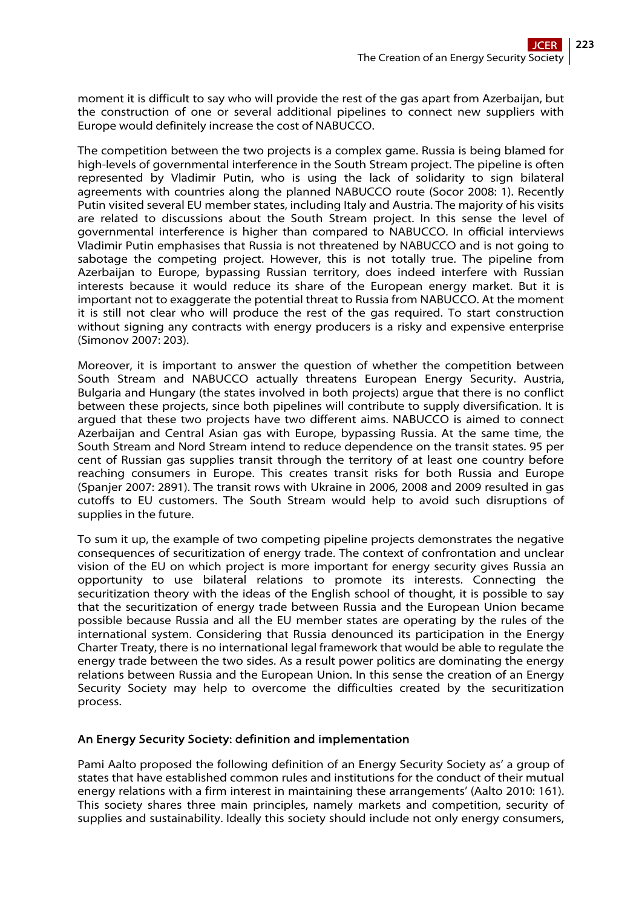moment it is difficult to say who will provide the rest of the gas apart from Azerbaijan, but the construction of one or several additional pipelines to connect new suppliers with Europe would definitely increase the cost of NABUCCO.

The competition between the two projects is a complex game. Russia is being blamed for high-levels of governmental interference in the South Stream project. The pipeline is often represented by Vladimir Putin, who is using the lack of solidarity to sign bilateral agreements with countries along the planned NABUCCO route (Socor 2008: 1). Recently Putin visited several EU member states, including Italy and Austria. The majority of his visits are related to discussions about the South Stream project. In this sense the level of governmental interference is higher than compared to NABUCCO. In official interviews Vladimir Putin emphasises that Russia is not threatened by NABUCCO and is not going to sabotage the competing project. However, this is not totally true. The pipeline from Azerbaijan to Europe, bypassing Russian territory, does indeed interfere with Russian interests because it would reduce its share of the European energy market. But it is important not to exaggerate the potential threat to Russia from NABUCCO. At the moment it is still not clear who will produce the rest of the gas required. To start construction without signing any contracts with energy producers is a risky and expensive enterprise (Simonov 2007: 203).

Moreover, it is important to answer the question of whether the competition between South Stream and NABUCCO actually threatens European Energy Security. Austria, Bulgaria and Hungary (the states involved in both projects) argue that there is no conflict between these projects, since both pipelines will contribute to supply diversification. It is argued that these two projects have two different aims. NABUCCO is aimed to connect Azerbaijan and Central Asian gas with Europe, bypassing Russia. At the same time, the South Stream and Nord Stream intend to reduce dependence on the transit states. 95 per cent of Russian gas supplies transit through the territory of at least one country before reaching consumers in Europe. This creates transit risks for both Russia and Europe (Spanjer 2007: 2891). The transit rows with Ukraine in 2006, 2008 and 2009 resulted in gas cutoffs to EU customers. The South Stream would help to avoid such disruptions of supplies in the future.

To sum it up, the example of two competing pipeline projects demonstrates the negative consequences of securitization of energy trade. The context of confrontation and unclear vision of the EU on which project is more important for energy security gives Russia an opportunity to use bilateral relations to promote its interests. Connecting the securitization theory with the ideas of the English school of thought, it is possible to say that the securitization of energy trade between Russia and the European Union became possible because Russia and all the EU member states are operating by the rules of the international system. Considering that Russia denounced its participation in the Energy Charter Treaty, there is no international legal framework that would be able to regulate the energy trade between the two sides. As a result power politics are dominating the energy relations between Russia and the European Union. In this sense the creation of an Energy Security Society may help to overcome the difficulties created by the securitization process.

## An Energy Security Society: definition and implementation

Pami Aalto proposed the following definition of an Energy Security Society as' a group of states that have established common rules and institutions for the conduct of their mutual energy relations with a firm interest in maintaining these arrangements' (Aalto 2010: 161). This society shares three main principles, namely markets and competition, security of supplies and sustainability. Ideally this society should include not only energy consumers,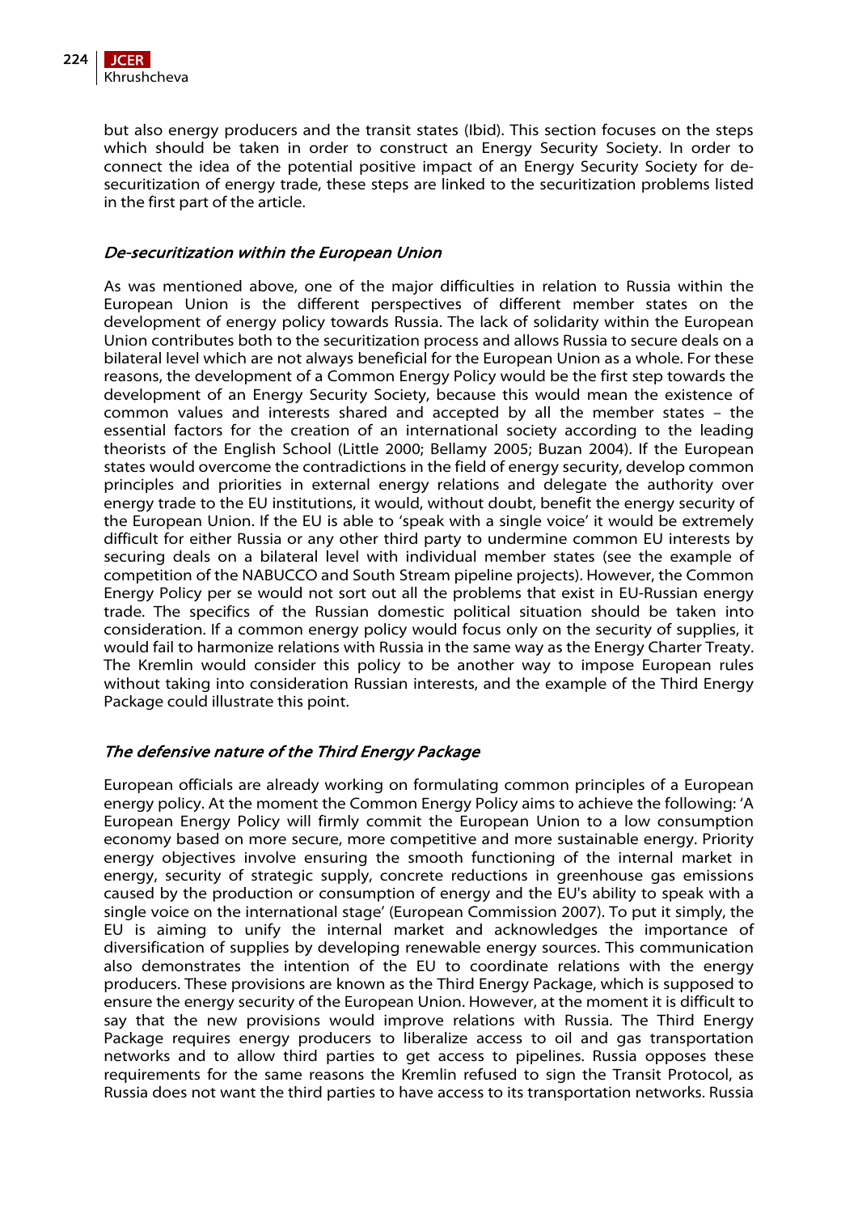but also energy producers and the transit states (Ibid). This section focuses on the steps which should be taken in order to construct an Energy Security Society. In order to connect the idea of the potential positive impact of an Energy Security Society for de-securitization of energy trade, these steps are linked to the securitization problems listed in the first part of the article.

### *De-securitization within the European Union*

As was mentioned above, one of the major difficulties in relation to Russia within the European Union is the different perspectives of different member states on the development of energy policy towards Russia. The lack of solidarity within the European Union contributes both to the securitization process and allows Russia to secure deals on a bilateral level which are not always beneficial for the European Union as a whole. For these reasons, the development of a Common Energy Policy would be the first step towards the development of an Energy Security Society, because this would mean the existence of common values and interests shared and accepted by all the member states – the essential factors for the creation of an international society according to the leading theorists of the English School (Little 2000; Bellamy 2005; Buzan 2004). If the European states would overcome the contradictions in the field of energy security, develop common principles and priorities in external energy relations and delegate the authority over energy trade to the EU institutions, it would, without doubt, benefit the energy security of the European Union. If the EU is able to 'speak with a single voice' it would be extremely difficult for either Russia or any other third party to undermine common EU interests by securing deals on a bilateral level with individual member states (see the example of competition of the NABUCCO and South Stream pipeline projects). However, the Common Energy Policy per se would not sort out all the problems that exist in EU-Russian energy trade. The specifics of the Russian domestic political situation should be taken into consideration. If a common energy policy would focus only on the security of supplies, it would fail to harmonize relations with Russia in the same way as the Energy Charter Treaty. The Kremlin would consider this policy to be another way to impose European rules without taking into consideration Russian interests, and the example of the Third Energy Package could illustrate this point.

### *The defensive nature of the Third Energy Package*

European officials are already working on formulating common principles of a European energy policy. At the moment the Common Energy Policy aims to achieve the following: 'A European Energy Policy will firmly commit the European Union to a low consumption economy based on more secure, more competitive and more sustainable energy. Priority energy objectives involve ensuring the smooth functioning of the internal market in energy, security of strategic supply, concrete reductions in greenhouse gas emissions caused by the production or consumption of energy and the EU's ability to speak with a single voice on the international stage' (European Commission 2007). To put it simply, the EU is aiming to unify the internal market and acknowledges the importance of diversification of supplies by developing renewable energy sources. This communication also demonstrates the intention of the EU to coordinate relations with the energy producers. These provisions are known as the Third Energy Package, which is supposed to ensure the energy security of the European Union. However, at the moment it is difficult to say that the new provisions would improve relations with Russia. The Third Energy Package requires energy producers to liberalize access to oil and gas transportation networks and to allow third parties to get access to pipelines. Russia opposes these requirements for the same reasons the Kremlin refused to sign the Transit Protocol, as Russia does not want the third parties to have access to its transportation networks. Russia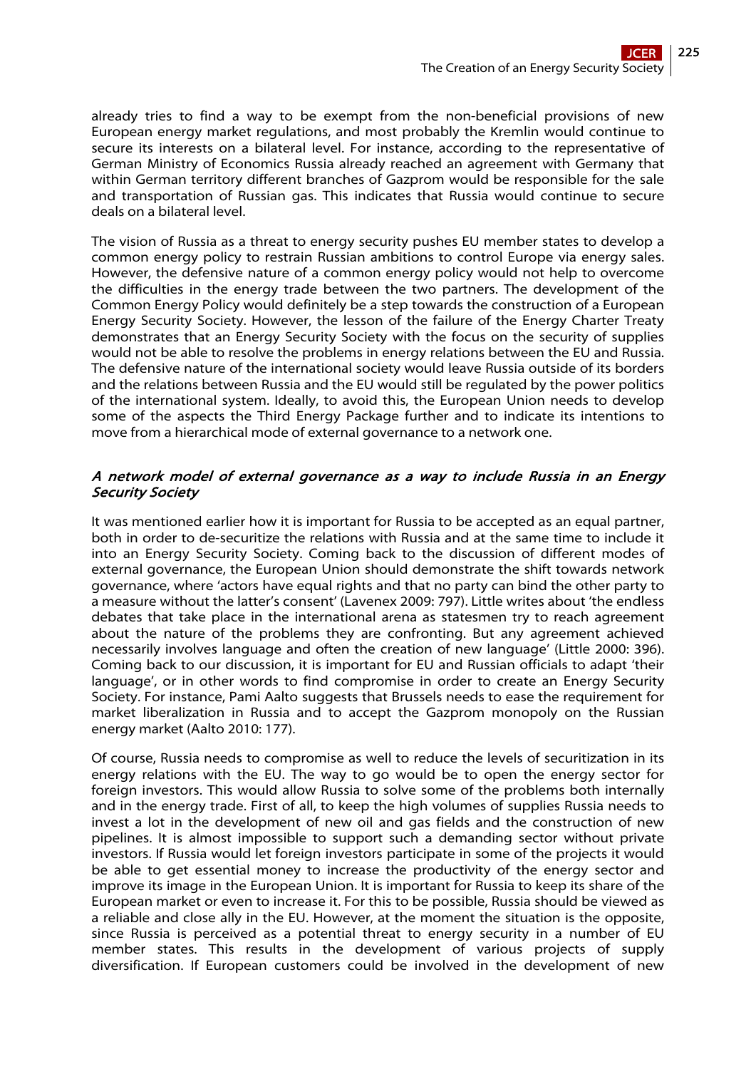already tries to find a way to be exempt from the non-beneficial provisions of new European energy market regulations, and most probably the Kremlin would continue to secure its interests on a bilateral level. For instance, according to the representative of German Ministry of Economics Russia already reached an agreement with Germany that within German territory different branches of Gazprom would be responsible for the sale and transportation of Russian gas. This indicates that Russia would continue to secure deals on a bilateral level.

The vision of Russia as a threat to energy security pushes EU member states to develop a common energy policy to restrain Russian ambitions to control Europe via energy sales. However, the defensive nature of a common energy policy would not help to overcome the difficulties in the energy trade between the two partners. The development of the Common Energy Policy would definitely be a step towards the construction of a European Energy Security Society. However, the lesson of the failure of the Energy Charter Treaty demonstrates that an Energy Security Society with the focus on the security of supplies would not be able to resolve the problems in energy relations between the EU and Russia. The defensive nature of the international society would leave Russia outside of its borders and the relations between Russia and the EU would still be regulated by the power politics of the international system. Ideally, to avoid this, the European Union needs to develop some of the aspects the Third Energy Package further and to indicate its intentions to move from a hierarchical mode of external governance to a network one.

### *A network model of external governance as a way to include Russia in an Energy Security Society*

It was mentioned earlier how it is important for Russia to be accepted as an equal partner, both in order to de-securitize the relations with Russia and at the same time to include it into an Energy Security Society. Coming back to the discussion of different modes of external governance, the European Union should demonstrate the shift towards network governance, where 'actors have equal rights and that no party can bind the other party to a measure without the latter's consent' (Lavenex 2009: 797). Little writes about 'the endless debates that take place in the international arena as statesmen try to reach agreement about the nature of the problems they are confronting. But any agreement achieved necessarily involves language and often the creation of new language' (Little 2000: 396). Coming back to our discussion, it is important for EU and Russian officials to adapt 'their language', or in other words to find compromise in order to create an Energy Security Society. For instance, Pami Aalto suggests that Brussels needs to ease the requirement for market liberalization in Russia and to accept the Gazprom monopoly on the Russian energy market (Aalto 2010: 177).

Of course, Russia needs to compromise as well to reduce the levels of securitization in its energy relations with the EU. The way to go would be to open the energy sector for foreign investors. This would allow Russia to solve some of the problems both internally and in the energy trade. First of all, to keep the high volumes of supplies Russia needs to invest a lot in the development of new oil and gas fields and the construction of new pipelines. It is almost impossible to support such a demanding sector without private investors. If Russia would let foreign investors participate in some of the projects it would be able to get essential money to increase the productivity of the energy sector and improve its image in the European Union. It is important for Russia to keep its share of the European market or even to increase it. For this to be possible, Russia should be viewed as a reliable and close ally in the EU. However, at the moment the situation is the opposite, since Russia is perceived as a potential threat to energy security in a number of EU member states. This results in the development of various projects of supply diversification. If European customers could be involved in the development of new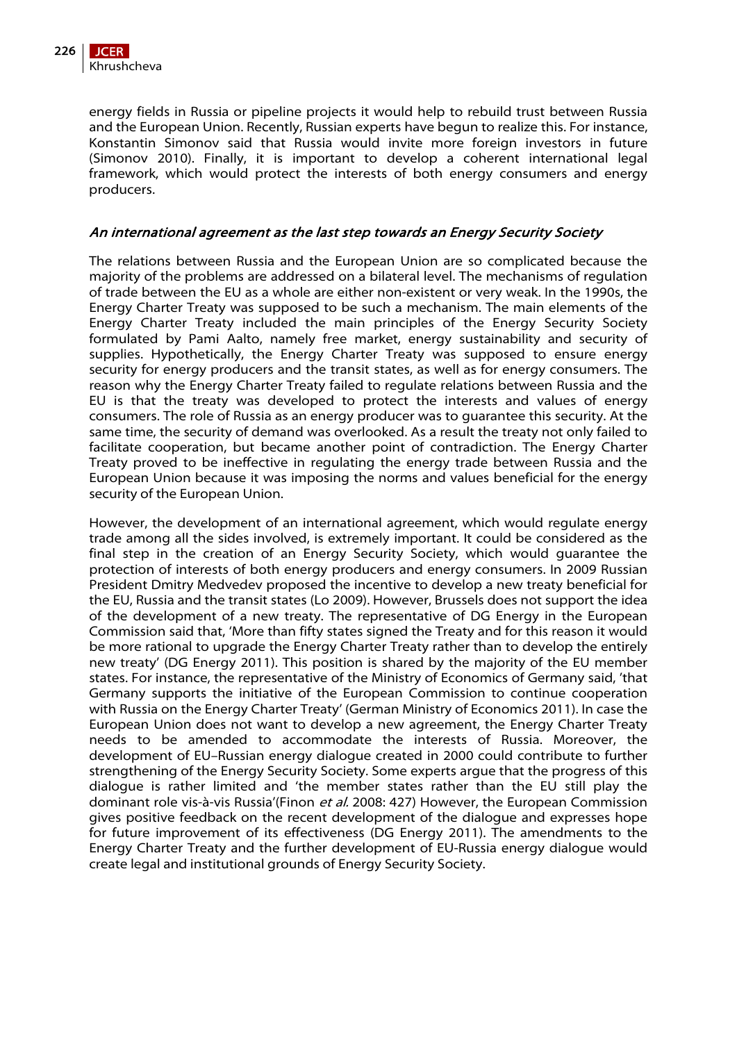energy fields in Russia or pipeline projects it would help to rebuild trust between Russia and the European Union. Recently, Russian experts have begun to realize this. For instance, Konstantin Simonov said that Russia would invite more foreign investors in future (Simonov 2010). Finally, it is important to develop a coherent international legal framework, which would protect the interests of both energy consumers and energy producers.

### *An international agreement as the last step towards an Energy Security Society*

The relations between Russia and the European Union are so complicated because the majority of the problems are addressed on a bilateral level. The mechanisms of regulation of trade between the EU as a whole are either non-existent or very weak. In the 1990s, the Energy Charter Treaty was supposed to be such a mechanism. The main elements of the Energy Charter Treaty included the main principles of the Energy Security Society formulated by Pami Aalto, namely free market, energy sustainability and security of supplies. Hypothetically, the Energy Charter Treaty was supposed to ensure energy security for energy producers and the transit states, as well as for energy consumers. The reason why the Energy Charter Treaty failed to regulate relations between Russia and the EU is that the treaty was developed to protect the interests and values of energy consumers. The role of Russia as an energy producer was to guarantee this security. At the same time, the security of demand was overlooked. As a result the treaty not only failed to facilitate cooperation, but became another point of contradiction. The Energy Charter Treaty proved to be ineffective in regulating the energy trade between Russia and the European Union because it was imposing the norms and values beneficial for the energy security of the European Union.

However, the development of an international agreement, which would regulate energy trade among all the sides involved, is extremely important. It could be considered as the final step in the creation of an Energy Security Society, which would guarantee the protection of interests of both energy producers and energy consumers. In 2009 Russian President Dmitry Medvedev proposed the incentive to develop a new treaty beneficial for the EU, Russia and the transit states (Lo 2009). However, Brussels does not support the idea of the development of a new treaty. The representative of DG Energy in the European Commission said that, 'More than fifty states signed the Treaty and for this reason it would be more rational to upgrade the Energy Charter Treaty rather than to develop the entirely new treaty' (DG Energy 2011). This position is shared by the majority of the EU member states. For instance, the representative of the Ministry of Economics of Germany said, 'that Germany supports the initiative of the European Commission to continue cooperation with Russia on the Energy Charter Treaty' (German Ministry of Economics 2011). In case the European Union does not want to develop a new agreement, the Energy Charter Treaty needs to be amended to accommodate the interests of Russia. Moreover, the development of EU–Russian energy dialogue created in 2000 could contribute to further strengthening of the Energy Security Society. Some experts argue that the progress of this dialogue is rather limited and 'the member states rather than the EU still play the dominant role vis-à-vis Russia'(Finon *et al.* 2008: 427) However, the European Commission gives positive feedback on the recent development of the dialogue and expresses hope for future improvement of its effectiveness (DG Energy 2011). The amendments to the Energy Charter Treaty and the further development of EU-Russia energy dialogue would create legal and institutional grounds of Energy Security Society.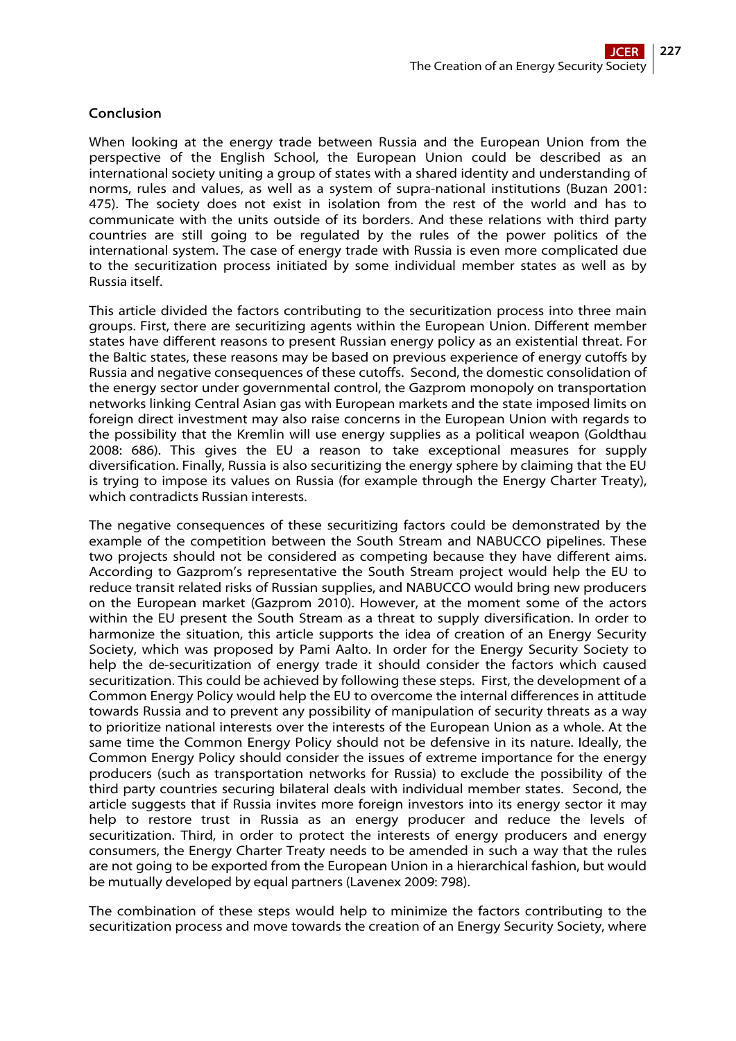## Conclusion

When looking at the energy trade between Russia and the European Union from the perspective of the English School, the European Union could be described as an international society uniting a group of states with a shared identity and understanding of norms, rules and values, as well as a system of supra-national institutions (Buzan 2001: 475). The society does not exist in isolation from the rest of the world and has to communicate with the units outside of its borders. And these relations with third party countries are still going to be regulated by the rules of the power politics of the international system. The case of energy trade with Russia is even more complicated due to the securitization process initiated by some individual member states as well as by Russia itself.

This article divided the factors contributing to the securitization process into three main groups. First, there are securitizing agents within the European Union. Different member states have different reasons to present Russian energy policy as an existential threat. For the Baltic states, these reasons may be based on previous experience of energy cutoffs by Russia and negative consequences of these cutoffs. Second, the domestic consolidation of the energy sector under governmental control, the Gazprom monopoly on transportation networks linking Central Asian gas with European markets and the state imposed limits on foreign direct investment may also raise concerns in the European Union with regards to the possibility that the Kremlin will use energy supplies as a political weapon (Goldthau 2008: 686). This gives the EU a reason to take exceptional measures for supply diversification. Finally, Russia is also securitizing the energy sphere by claiming that the EU is trying to impose its values on Russia (for example through the Energy Charter Treaty), which contradicts Russian interests.

The negative consequences of these securitizing factors could be demonstrated by the example of the competition between the South Stream and NABUCCO pipelines. These two projects should not be considered as competing because they have different aims. According to Gazprom's representative the South Stream project would help the EU to reduce transit related risks of Russian supplies, and NABUCCO would bring new producers on the European market (Gazprom 2010). However, at the moment some of the actors within the EU present the South Stream as a threat to supply diversification. In order to harmonize the situation, this article supports the idea of creation of an Energy Security Society, which was proposed by Pami Aalto. In order for the Energy Security Society to help the de-securitization of energy trade it should consider the factors which caused securitization. This could be achieved by following these steps. First, the development of a Common Energy Policy would help the EU to overcome the internal differences in attitude towards Russia and to prevent any possibility of manipulation of security threats as a way to prioritize national interests over the interests of the European Union as a whole. At the same time the Common Energy Policy should not be defensive in its nature. Ideally, the Common Energy Policy should consider the issues of extreme importance for the energy producers (such as transportation networks for Russia) to exclude the possibility of the third party countries securing bilateral deals with individual member states. Second, the article suggests that if Russia invites more foreign investors into its energy sector it may help to restore trust in Russia as an energy producer and reduce the levels of securitization. Third, in order to protect the interests of energy producers and energy consumers, the Energy Charter Treaty needs to be amended in such a way that the rules are not going to be exported from the European Union in a hierarchical fashion, but would be mutually developed by equal partners (Lavenex 2009: 798).

The combination of these steps would help to minimize the factors contributing to the securitization process and move towards the creation of an Energy Security Society, where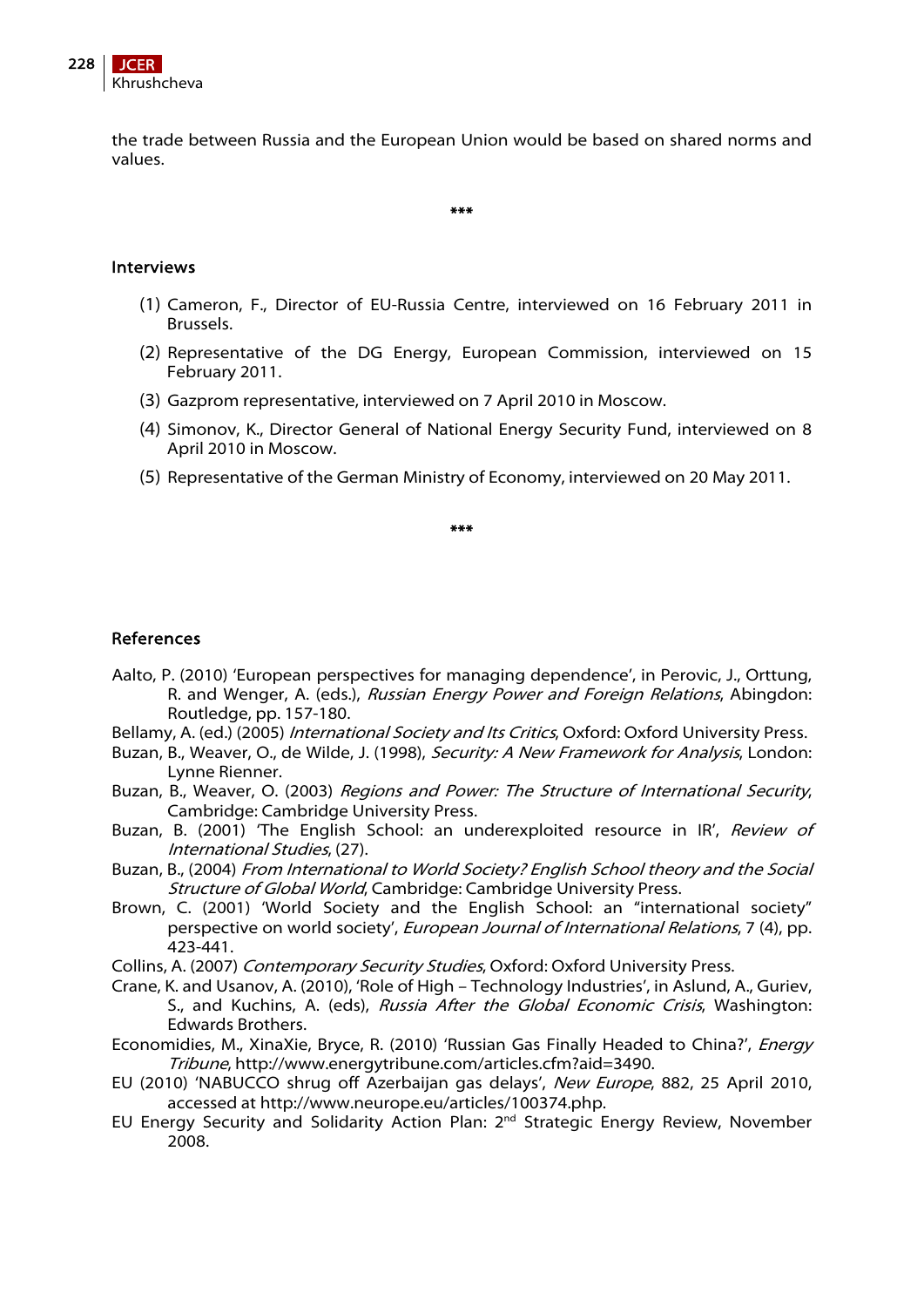the trade between Russia and the European Union would be based on shared norms and values.

***

## Interviews

(1) Cameron, F., Director of EU-Russia Centre, interviewed on 16 February 2011 in Brussels.

(2) Representative of the DG Energy, European Commission, interviewed on 15 February 2011.

(3) Gazprom representative, interviewed on 7 April 2010 in Moscow.

(4) Simonov, K., Director General of National Energy Security Fund, interviewed on 8 April 2010 in Moscow.

(5) Representative of the German Ministry of Economy, interviewed on 20 May 2011.

***

## References

Aalto, P. (2010) 'European perspectives for managing dependence', in Perovic, J., Orttung, R. and Wenger, A. (eds.), *Russian Energy Power and Foreign Relations*, Abingdon: Routledge, pp. 157-180.

Bellamy, A. (ed.) (2005) *International Society and Its Critics*, Oxford: Oxford University Press.

Buzan, B., Weaver, O., de Wilde, J. (1998), *Security: A New Framework for Analysis*, London: Lynne Rienner.

Buzan, B., Weaver, O. (2003) *Regions and Power: The Structure of International Security*, Cambridge: Cambridge University Press.

Buzan, B. (2001) 'The English School: an underexploited resource in IR', *Review of International Studies*, (27).

Buzan, B., (2004) *From International to World Society? English School theory and the Social Structure of Global World*, Cambridge: Cambridge University Press.

Brown, C. (2001) 'World Society and the English School: an "international society" perspective on world society', *European Journal of International Relations*, 7 (4), pp. 423-441.

Collins, A. (2007) *Contemporary Security Studies*, Oxford: Oxford University Press.

Crane, K. and Usanov, A. (2010), 'Role of High – Technology Industries', in Aslund, A., Guriev, S., and Kuchins, A. (eds), *Russia After the Global Economic Crisis*, Washington: Edwards Brothers.

Economidies, M., XinaXie, Bryce, R. (2010) 'Russian Gas Finally Headed to China?', *Energy Tribune*, http://www.energytribune.com/articles.cfm?aid=3490.

EU (2010) 'NABUCCO shrug off Azerbaijan gas delays', *New Europe*, 882, 25 April 2010, accessed at http://www.neurope.eu/articles/100374.php.

EU Energy Security and Solidarity Action Plan: 2nd Strategic Energy Review, November 2008.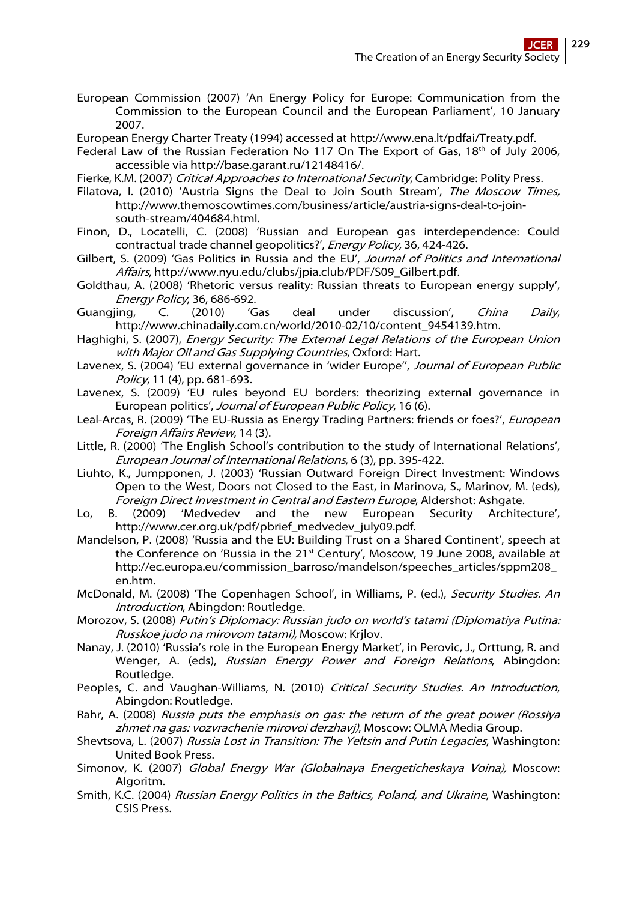European Commission (2007) 'An Energy Policy for Europe: Communication from the Commission to the European Council and the European Parliament', 10 January 2007.

European Energy Charter Treaty (1994) accessed at http://www.ena.lt/pdfai/Treaty.pdf.

Federal Law of the Russian Federation No 117 On The Export of Gas, 18th of July 2006, accessible via http://base.garant.ru/12148416/.

Fierke, K.M. (2007) *Critical Approaches to International Security*, Cambridge: Polity Press.

Filatova, I. (2010) 'Austria Signs the Deal to Join South Stream', *The Moscow Times,* http://www.themoscowtimes.com/business/article/austria-signs-deal-to-join-south-stream/404684.html.

Finon, D., Locatelli, C. (2008) 'Russian and European gas interdependence: Could contractual trade channel geopolitics?', *Energy Policy,* 36, 424-426.

Gilbert, S. (2009) 'Gas Politics in Russia and the EU', *Journal of Politics and International Affairs*, http://www.nyu.edu/clubs/jpia.club/PDF/S09_Gilbert.pdf.

Goldthau, A. (2008) 'Rhetoric versus reality: Russian threats to European energy supply', *Energy Policy*, 36, 686-692.

Guangjing, C. (2010) 'Gas deal under discussion', *China Daily*, http://www.chinadaily.com.cn/world/2010-02/10/content_9454139.htm.

Haghighi, S. (2007), *Energy Security: The External Legal Relations of the European Union with Major Oil and Gas Supplying Countries*, Oxford: Hart.

Lavenex, S. (2004) 'EU external governance in 'wider Europe'', *Journal of European Public Policy*, 11 (4), pp. 681-693.

Lavenex, S. (2009) 'EU rules beyond EU borders: theorizing external governance in European politics', *Journal of European Public Policy*, 16 (6).

Leal-Arcas, R. (2009) 'The EU-Russia as Energy Trading Partners: friends or foes?', *European Foreign Affairs Review*, 14 (3).

Little, R. (2000) 'The English School's contribution to the study of International Relations', *European Journal of International Relations*, 6 (3), pp. 395-422.

Liuhto, K., Jumpponen, J. (2003) 'Russian Outward Foreign Direct Investment: Windows Open to the West, Doors not Closed to the East, in Marinova, S., Marinov, M. (eds), *Foreign Direct Investment in Central and Eastern Europe*, Aldershot: Ashgate.

Lo, B. (2009) 'Medvedev and the new European Security Architecture', http://www.cer.org.uk/pdf/pbrief_medvedev_july09.pdf.

Mandelson, P. (2008) 'Russia and the EU: Building Trust on a Shared Continent', speech at the Conference on 'Russia in the 21st Century', Moscow, 19 June 2008, available at http://ec.europa.eu/commission_barroso/mandelson/speeches_articles/sppm208_en.htm.

McDonald, M. (2008) 'The Copenhagen School', in Williams, P. (ed.), *Security Studies. An Introduction*, Abingdon: Routledge.

Morozov, S. (2008) *Putin's Diplomacy: Russian judo on world's tatami (Diplomatiya Putina: Russkoe judo na mirovom tatami),* Moscow: Krjlov.

Nanay, J. (2010) 'Russia's role in the European Energy Market', in Perovic, J., Orttung, R. and Wenger, A. (eds), *Russian Energy Power and Foreign Relations*, Abingdon: Routledge.

Peoples, C. and Vaughan-Williams, N. (2010) *Critical Security Studies. An Introduction*, Abingdon: Routledge.

Rahr, A. (2008) *Russia puts the emphasis on gas: the return of the great power (Rossiya zhmet na gas: vozvrachenie mirovoi derzhavj)*, Moscow: OLMA Media Group.

Shevtsova, L. (2007) *Russia Lost in Transition: The Yeltsin and Putin Legacies*, Washington: United Book Press.

Simonov, K. (2007) *Global Energy War (Globalnaya Energeticheskaya Voina),* Moscow: Algoritm.

Smith, K.C. (2004) *Russian Energy Politics in the Baltics, Poland, and Ukraine*, Washington: CSIS Press.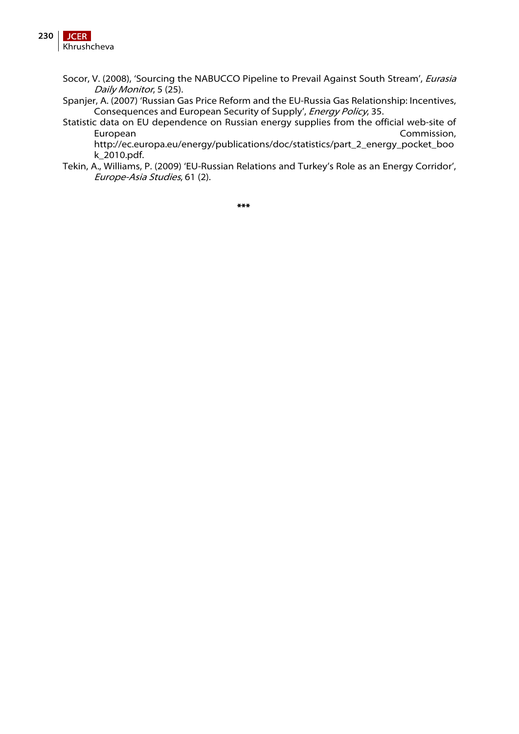Socor, V. (2008), 'Sourcing the NABUCCO Pipeline to Prevail Against South Stream', *Eurasia Daily Monitor*, 5 (25).

Spanjer, A. (2007) 'Russian Gas Price Reform and the EU-Russia Gas Relationship: Incentives, Consequences and European Security of Supply', *Energy Policy*, 35.

Statistic data on EU dependence on Russian energy supplies from the official web-site of European Commission, http://ec.europa.eu/energy/publications/doc/statistics/part_2_energy_pocket_book_2010.pdf.

Tekin, A., Williams, P. (2009) 'EU-Russian Relations and Turkey's Role as an Energy Corridor', *Europe-Asia Studies*, 61 (2).

\*\*\*